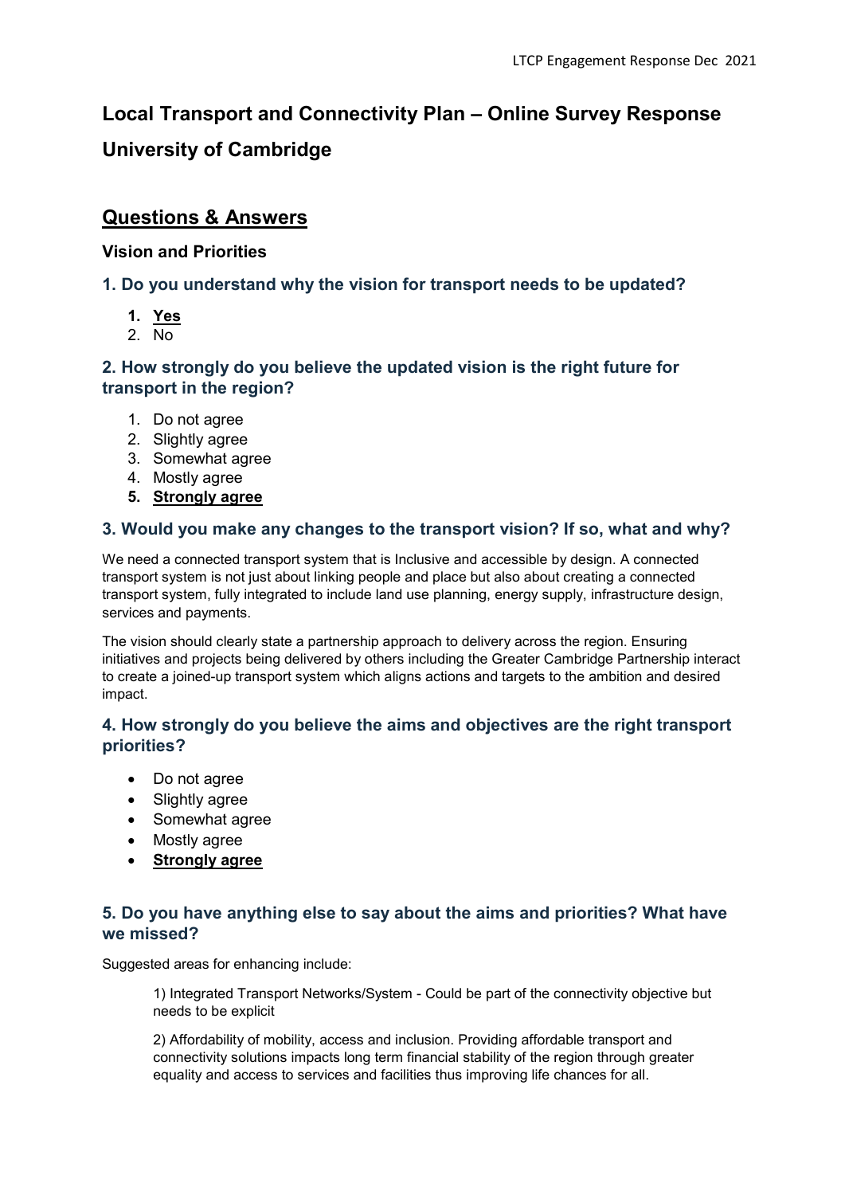# Local Transport and Connectivity Plan – Online Survey Response

# University of Cambridge

## Questions & Answers

### Vision and Priorities

#### 1. Do you understand why the vision for transport needs to be updated?

1. **Yes**
2. No

#### 2. How strongly do you believe the updated vision is the right future for transport in the region?

1. Do not agree
2. Slightly agree
3. Somewhat agree
4. Mostly agree
5. **Strongly agree**

#### 3. Would you make any changes to the transport vision? If so, what and why?

We need a connected transport system that is Inclusive and accessible by design. A connected transport system is not just about linking people and place but also about creating a connected transport system, fully integrated to include land use planning, energy supply, infrastructure design, services and payments.

The vision should clearly state a partnership approach to delivery across the region. Ensuring initiatives and projects being delivered by others including the Greater Cambridge Partnership interact to create a joined-up transport system which aligns actions and targets to the ambition and desired impact.

#### 4. How strongly do you believe the aims and objectives are the right transport priorities?

- Do not agree
- Slightly agree
- Somewhat agree
- Mostly agree
- **Strongly agree**

#### 5. Do you have anything else to say about the aims and priorities? What have we missed?

Suggested areas for enhancing include:

1) Integrated Transport Networks/System - Could be part of the connectivity objective but needs to be explicit

2) Affordability of mobility, access and inclusion. Providing affordable transport and connectivity solutions impacts long term financial stability of the region through greater equality and access to services and facilities thus improving life chances for all.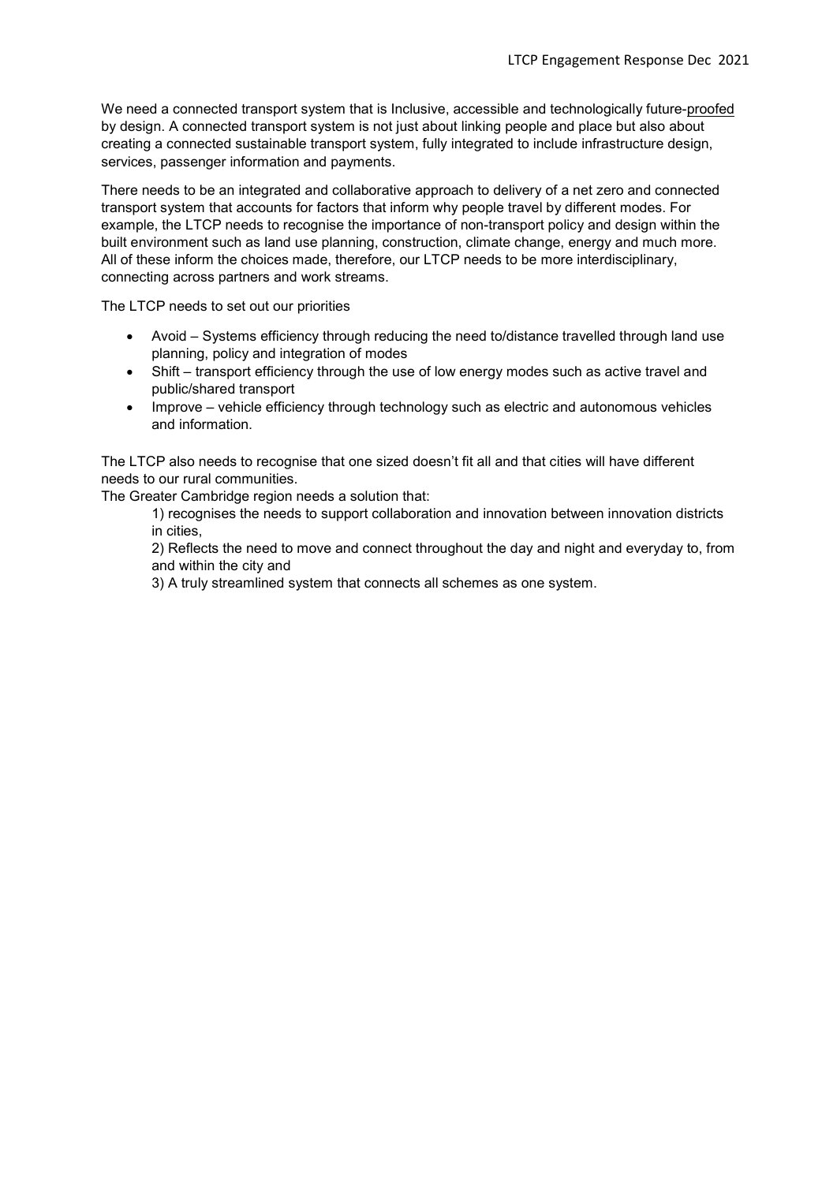We need a connected transport system that is Inclusive, accessible and technologically future-proofed by design. A connected transport system is not just about linking people and place but also about creating a connected sustainable transport system, fully integrated to include infrastructure design, services, passenger information and payments.

There needs to be an integrated and collaborative approach to delivery of a net zero and connected transport system that accounts for factors that inform why people travel by different modes. For example, the LTCP needs to recognise the importance of non-transport policy and design within the built environment such as land use planning, construction, climate change, energy and much more. All of these inform the choices made, therefore, our LTCP needs to be more interdisciplinary, connecting across partners and work streams.

The LTCP needs to set out our priorities

- Avoid – Systems efficiency through reducing the need to/distance travelled through land use planning, policy and integration of modes
- Shift – transport efficiency through the use of low energy modes such as active travel and public/shared transport
- Improve – vehicle efficiency through technology such as electric and autonomous vehicles and information.

The LTCP also needs to recognise that one sized doesn't fit all and that cities will have different needs to our rural communities.

The Greater Cambridge region needs a solution that:

1) recognises the needs to support collaboration and innovation between innovation districts in cities,
2) Reflects the need to move and connect throughout the day and night and everyday to, from and within the city and
3) A truly streamlined system that connects all schemes as one system.